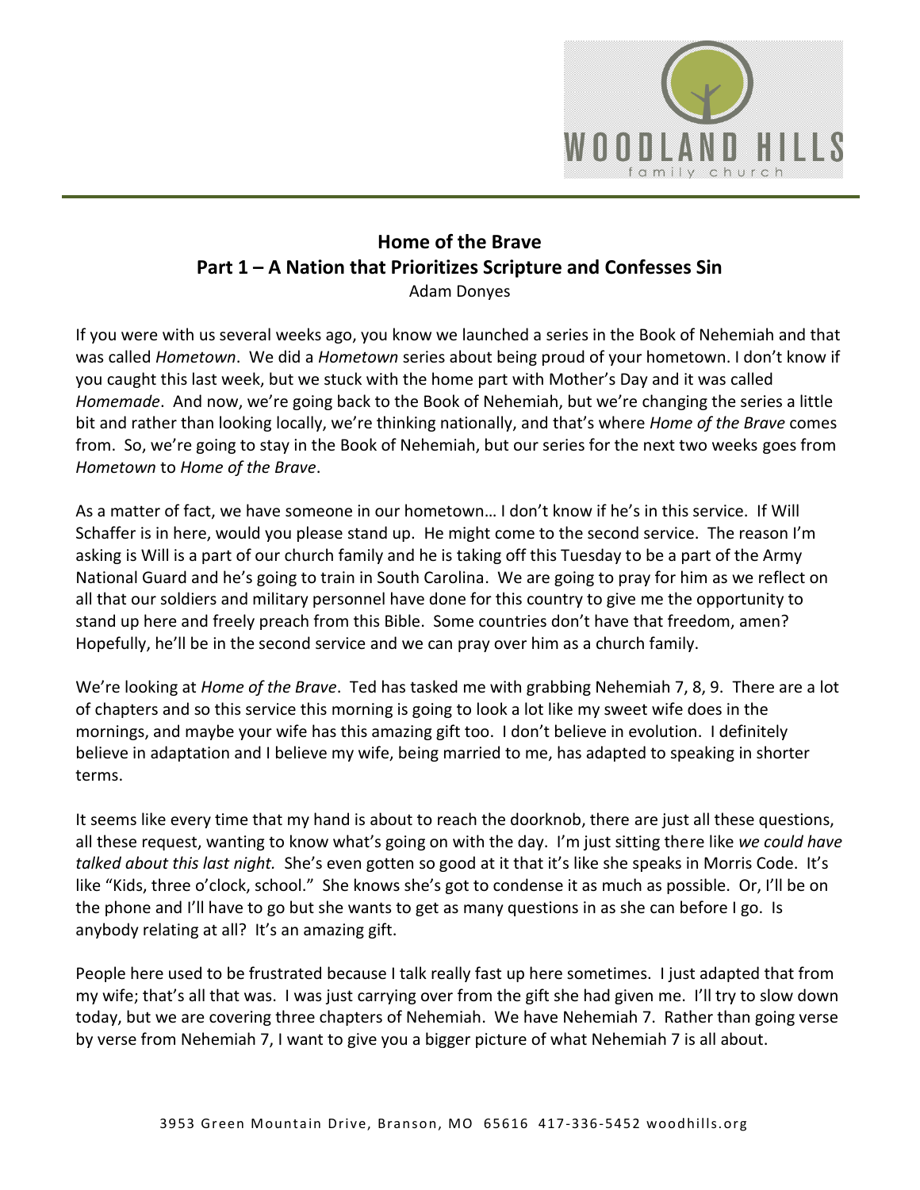# Home of the Brave

## Part 1 – A Nation that Prioritizes Scripture and Confesses Sin

Adam Donyes

If you were with us several weeks ago, you know we launched a series in the Book of Nehemiah and that was called *Hometown*. We did a *Hometown* series about being proud of your hometown. I don't know if you caught this last week, but we stuck with the home part with Mother's Day and it was called *Homemade*. And now, we're going back to the Book of Nehemiah, but we're changing the series a little bit and rather than looking locally, we're thinking nationally, and that's where *Home of the Brave* comes from. So, we're going to stay in the Book of Nehemiah, but our series for the next two weeks goes from *Hometown* to *Home of the Brave*.

As a matter of fact, we have someone in our hometown… I don't know if he's in this service. If Will Schaffer is in here, would you please stand up. He might come to the second service. The reason I'm asking is Will is a part of our church family and he is taking off this Tuesday to be a part of the Army National Guard and he's going to train in South Carolina. We are going to pray for him as we reflect on all that our soldiers and military personnel have done for this country to give me the opportunity to stand up here and freely preach from this Bible. Some countries don't have that freedom, amen? Hopefully, he'll be in the second service and we can pray over him as a church family.

We're looking at *Home of the Brave*. Ted has tasked me with grabbing Nehemiah 7, 8, 9. There are a lot of chapters and so this service this morning is going to look a lot like my sweet wife does in the mornings, and maybe your wife has this amazing gift too. I don't believe in evolution. I definitely believe in adaptation and I believe my wife, being married to me, has adapted to speaking in shorter terms.

It seems like every time that my hand is about to reach the doorknob, there are just all these questions, all these request, wanting to know what's going on with the day. I'm just sitting there like *we could have talked about this last night.* She's even gotten so good at it that it's like she speaks in Morris Code. It's like "Kids, three o'clock, school." She knows she's got to condense it as much as possible. Or, I'll be on the phone and I'll have to go but she wants to get as many questions in as she can before I go. Is anybody relating at all? It's an amazing gift.

People here used to be frustrated because I talk really fast up here sometimes. I just adapted that from my wife; that's all that was. I was just carrying over from the gift she had given me. I'll try to slow down today, but we are covering three chapters of Nehemiah. We have Nehemiah 7. Rather than going verse by verse from Nehemiah 7, I want to give you a bigger picture of what Nehemiah 7 is all about.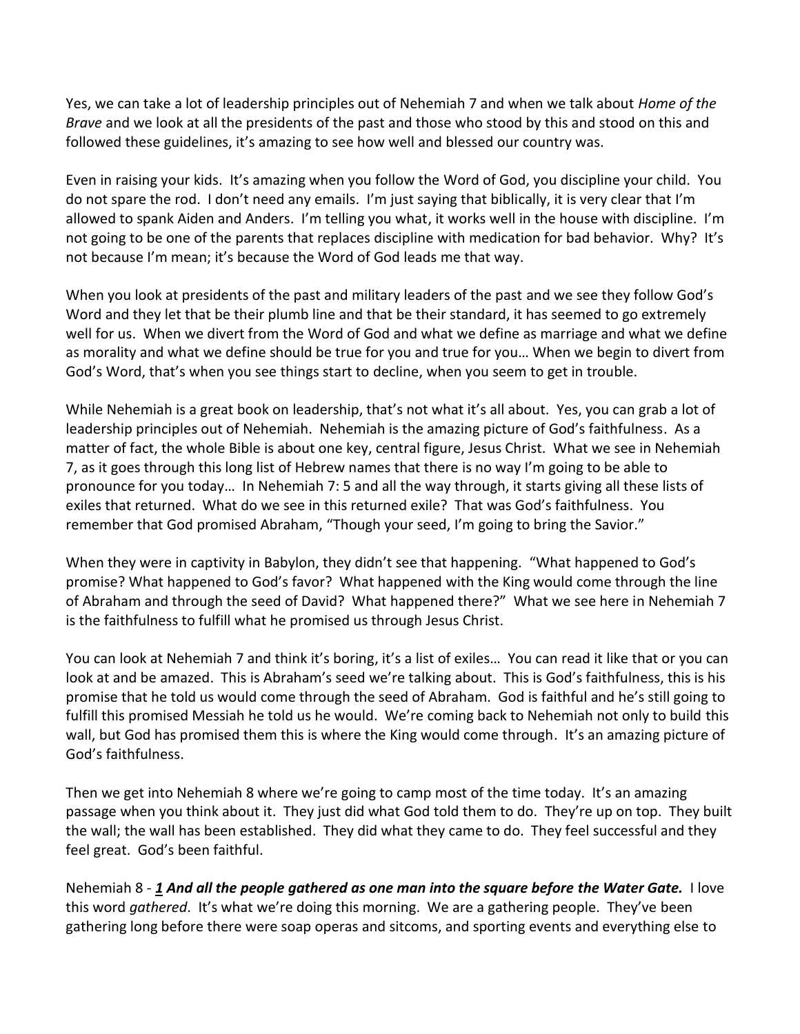Yes, we can take a lot of leadership principles out of Nehemiah 7 and when we talk about *Home of the Brave* and we look at all the presidents of the past and those who stood by this and stood on this and followed these guidelines, it's amazing to see how well and blessed our country was.

Even in raising your kids. It's amazing when you follow the Word of God, you discipline your child. You do not spare the rod. I don't need any emails. I'm just saying that biblically, it is very clear that I'm allowed to spank Aiden and Anders. I'm telling you what, it works well in the house with discipline. I'm not going to be one of the parents that replaces discipline with medication for bad behavior. Why? It's not because I'm mean; it's because the Word of God leads me that way.

When you look at presidents of the past and military leaders of the past and we see they follow God's Word and they let that be their plumb line and that be their standard, it has seemed to go extremely well for us. When we divert from the Word of God and what we define as marriage and what we define as morality and what we define should be true for you and true for you… When we begin to divert from God's Word, that's when you see things start to decline, when you seem to get in trouble.

While Nehemiah is a great book on leadership, that's not what it's all about. Yes, you can grab a lot of leadership principles out of Nehemiah. Nehemiah is the amazing picture of God's faithfulness. As a matter of fact, the whole Bible is about one key, central figure, Jesus Christ. What we see in Nehemiah 7, as it goes through this long list of Hebrew names that there is no way I'm going to be able to pronounce for you today… In Nehemiah 7: 5 and all the way through, it starts giving all these lists of exiles that returned. What do we see in this returned exile? That was God's faithfulness. You remember that God promised Abraham, "Though your seed, I'm going to bring the Savior."

When they were in captivity in Babylon, they didn't see that happening. "What happened to God's promise? What happened to God's favor? What happened with the King would come through the line of Abraham and through the seed of David? What happened there?" What we see here in Nehemiah 7 is the faithfulness to fulfill what he promised us through Jesus Christ.

You can look at Nehemiah 7 and think it's boring, it's a list of exiles… You can read it like that or you can look at and be amazed. This is Abraham's seed we're talking about. This is God's faithfulness, this is his promise that he told us would come through the seed of Abraham. God is faithful and he's still going to fulfill this promised Messiah he told us he would. We're coming back to Nehemiah not only to build this wall, but God has promised them this is where the King would come through. It's an amazing picture of God's faithfulness.

Then we get into Nehemiah 8 where we're going to camp most of the time today. It's an amazing passage when you think about it. They just did what God told them to do. They're up on top. They built the wall; the wall has been established. They did what they came to do. They feel successful and they feel great. God's been faithful.

Nehemiah 8 - ***1** And all the people gathered as one man into the square before the Water Gate.* I love this word *gathered*. It's what we're doing this morning. We are a gathering people. They've been gathering long before there were soap operas and sitcoms, and sporting events and everything else to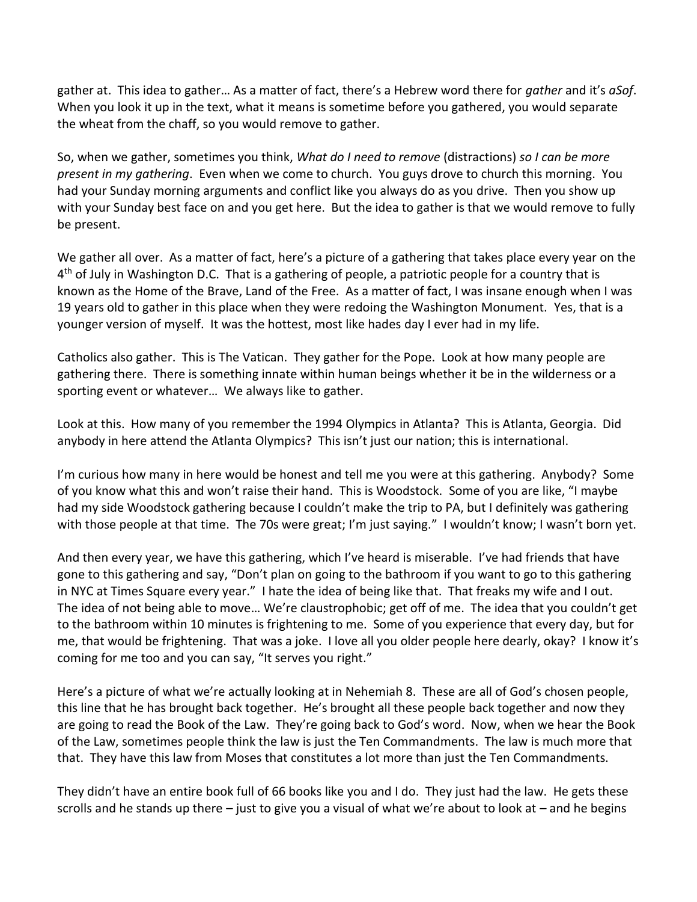gather at. This idea to gather… As a matter of fact, there's a Hebrew word there for *gather* and it's *aSof*. When you look it up in the text, what it means is sometime before you gathered, you would separate the wheat from the chaff, so you would remove to gather.

So, when we gather, sometimes you think, *What do I need to remove* (distractions) *so I can be more present in my gathering*. Even when we come to church. You guys drove to church this morning. You had your Sunday morning arguments and conflict like you always do as you drive. Then you show up with your Sunday best face on and you get here. But the idea to gather is that we would remove to fully be present.

We gather all over. As a matter of fact, here's a picture of a gathering that takes place every year on the 4th of July in Washington D.C. That is a gathering of people, a patriotic people for a country that is known as the Home of the Brave, Land of the Free. As a matter of fact, I was insane enough when I was 19 years old to gather in this place when they were redoing the Washington Monument. Yes, that is a younger version of myself. It was the hottest, most like hades day I ever had in my life.

Catholics also gather. This is The Vatican. They gather for the Pope. Look at how many people are gathering there. There is something innate within human beings whether it be in the wilderness or a sporting event or whatever… We always like to gather.

Look at this. How many of you remember the 1994 Olympics in Atlanta? This is Atlanta, Georgia. Did anybody in here attend the Atlanta Olympics? This isn't just our nation; this is international.

I'm curious how many in here would be honest and tell me you were at this gathering. Anybody? Some of you know what this and won't raise their hand. This is Woodstock. Some of you are like, "I maybe had my side Woodstock gathering because I couldn't make the trip to PA, but I definitely was gathering with those people at that time. The 70s were great; I'm just saying." I wouldn't know; I wasn't born yet.

And then every year, we have this gathering, which I've heard is miserable. I've had friends that have gone to this gathering and say, "Don't plan on going to the bathroom if you want to go to this gathering in NYC at Times Square every year." I hate the idea of being like that. That freaks my wife and I out. The idea of not being able to move… We're claustrophobic; get off of me. The idea that you couldn't get to the bathroom within 10 minutes is frightening to me. Some of you experience that every day, but for me, that would be frightening. That was a joke. I love all you older people here dearly, okay? I know it's coming for me too and you can say, "It serves you right."

Here's a picture of what we're actually looking at in Nehemiah 8. These are all of God's chosen people, this line that he has brought back together. He's brought all these people back together and now they are going to read the Book of the Law. They're going back to God's word. Now, when we hear the Book of the Law, sometimes people think the law is just the Ten Commandments. The law is much more that that. They have this law from Moses that constitutes a lot more than just the Ten Commandments.

They didn't have an entire book full of 66 books like you and I do. They just had the law. He gets these scrolls and he stands up there – just to give you a visual of what we're about to look at – and he begins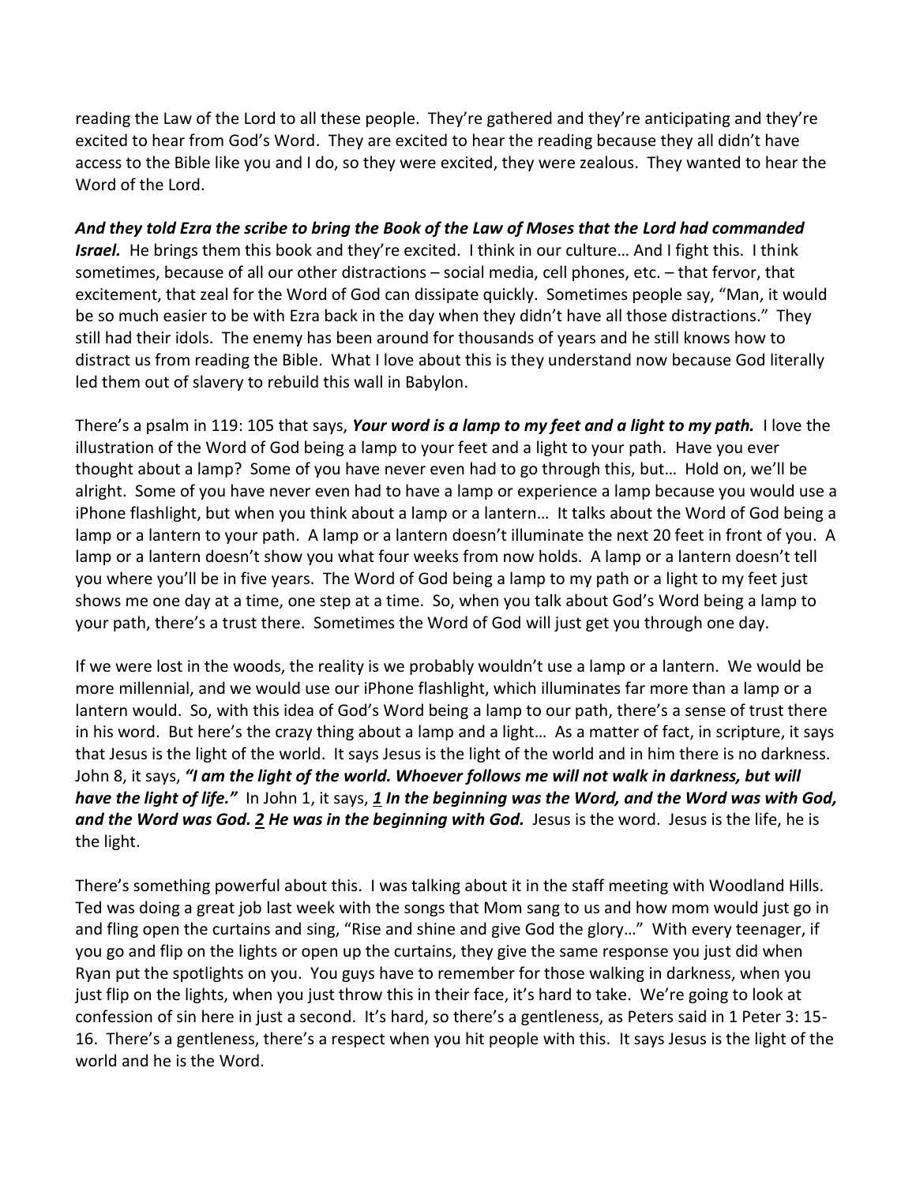reading the Law of the Lord to all these people. They're gathered and they're anticipating and they're excited to hear from God's Word. They are excited to hear the reading because they all didn't have access to the Bible like you and I do, so they were excited, they were zealous. They wanted to hear the Word of the Lord.

***And they told Ezra the scribe to bring the Book of the Law of Moses that the Lord had commanded Israel.*** He brings them this book and they're excited. I think in our culture… And I fight this. I think sometimes, because of all our other distractions – social media, cell phones, etc. – that fervor, that excitement, that zeal for the Word of God can dissipate quickly. Sometimes people say, "Man, it would be so much easier to be with Ezra back in the day when they didn't have all those distractions." They still had their idols. The enemy has been around for thousands of years and he still knows how to distract us from reading the Bible. What I love about this is they understand now because God literally led them out of slavery to rebuild this wall in Babylon.

There's a psalm in 119: 105 that says, ***Your word is a lamp to my feet and a light to my path.*** I love the illustration of the Word of God being a lamp to your feet and a light to your path. Have you ever thought about a lamp? Some of you have never even had to go through this, but… Hold on, we'll be alright. Some of you have never even had to have a lamp or experience a lamp because you would use a iPhone flashlight, but when you think about a lamp or a lantern… It talks about the Word of God being a lamp or a lantern to your path. A lamp or a lantern doesn't illuminate the next 20 feet in front of you. A lamp or a lantern doesn't show you what four weeks from now holds. A lamp or a lantern doesn't tell you where you'll be in five years. The Word of God being a lamp to my path or a light to my feet just shows me one day at a time, one step at a time. So, when you talk about God's Word being a lamp to your path, there's a trust there. Sometimes the Word of God will just get you through one day.

If we were lost in the woods, the reality is we probably wouldn't use a lamp or a lantern. We would be more millennial, and we would use our iPhone flashlight, which illuminates far more than a lamp or a lantern would. So, with this idea of God's Word being a lamp to our path, there's a sense of trust there in his word. But here's the crazy thing about a lamp and a light… As a matter of fact, in scripture, it says that Jesus is the light of the world. It says Jesus is the light of the world and in him there is no darkness. John 8, it says, ***"I am the light of the world. Whoever follows me will not walk in darkness, but will have the light of life."*** In John 1, it says, ***1 In the beginning was the Word, and the Word was with God, and the Word was God. 2 He was in the beginning with God.*** Jesus is the word. Jesus is the life, he is the light.

There's something powerful about this. I was talking about it in the staff meeting with Woodland Hills. Ted was doing a great job last week with the songs that Mom sang to us and how mom would just go in and fling open the curtains and sing, "Rise and shine and give God the glory…" With every teenager, if you go and flip on the lights or open up the curtains, they give the same response you just did when Ryan put the spotlights on you. You guys have to remember for those walking in darkness, when you just flip on the lights, when you just throw this in their face, it's hard to take. We're going to look at confession of sin here in just a second. It's hard, so there's a gentleness, as Peters said in 1 Peter 3: 15-16. There's a gentleness, there's a respect when you hit people with this. It says Jesus is the light of the world and he is the Word.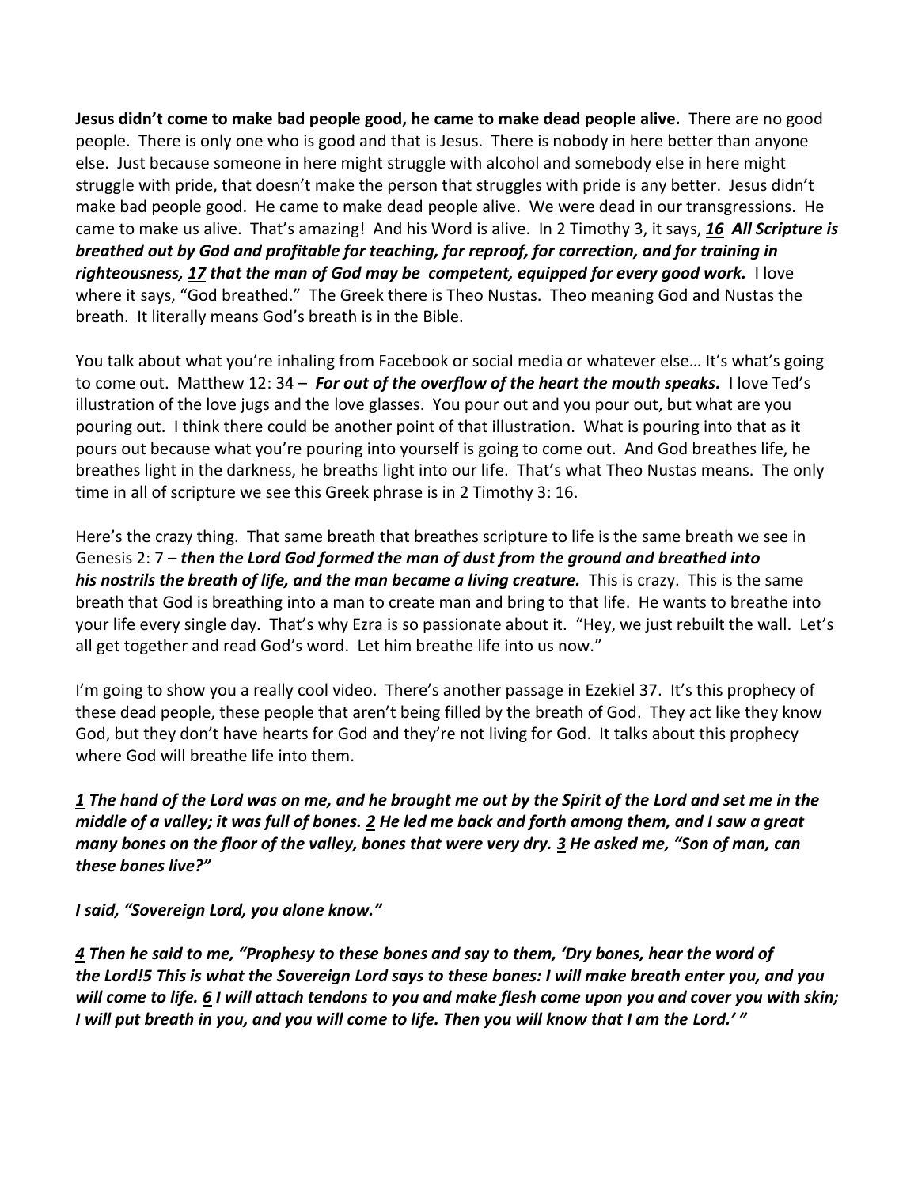**Jesus didn't come to make bad people good, he came to make dead people alive.** There are no good people. There is only one who is good and that is Jesus. There is nobody in here better than anyone else. Just because someone in here might struggle with alcohol and somebody else in here might struggle with pride, that doesn't make the person that struggles with pride is any better. Jesus didn't make bad people good. He came to make dead people alive. We were dead in our transgressions. He came to make us alive. That's amazing! And his Word is alive. In 2 Timothy 3, it says, ***16 All Scripture is breathed out by God and profitable for teaching, for reproof, for correction, and for training in righteousness, 17 that the man of God may be competent, equipped for every good work.*** I love where it says, "God breathed." The Greek there is Theo Nustas. Theo meaning God and Nustas the breath. It literally means God's breath is in the Bible.

You talk about what you're inhaling from Facebook or social media or whatever else… It's what's going to come out. Matthew 12: 34 – ***For out of the overflow of the heart the mouth speaks.*** I love Ted's illustration of the love jugs and the love glasses. You pour out and you pour out, but what are you pouring out. I think there could be another point of that illustration. What is pouring into that as it pours out because what you're pouring into yourself is going to come out. And God breathes life, he breathes light in the darkness, he breaths light into our life. That's what Theo Nustas means. The only time in all of scripture we see this Greek phrase is in 2 Timothy 3: 16.

Here's the crazy thing. That same breath that breathes scripture to life is the same breath we see in Genesis 2: 7 – ***then the Lord God formed the man of dust from the ground and breathed into his nostrils the breath of life, and the man became a living creature.*** This is crazy. This is the same breath that God is breathing into a man to create man and bring to that life. He wants to breathe into your life every single day. That's why Ezra is so passionate about it. "Hey, we just rebuilt the wall. Let's all get together and read God's word. Let him breathe life into us now."

I'm going to show you a really cool video. There's another passage in Ezekiel 37. It's this prophecy of these dead people, these people that aren't being filled by the breath of God. They act like they know God, but they don't have hearts for God and they're not living for God. It talks about this prophecy where God will breathe life into them.

***1 The hand of the Lord was on me, and he brought me out by the Spirit of the Lord and set me in the middle of a valley; it was full of bones. 2 He led me back and forth among them, and I saw a great many bones on the floor of the valley, bones that were very dry. 3 He asked me, "Son of man, can these bones live?"***

***I said, "Sovereign Lord, you alone know."***

***4 Then he said to me, "Prophesy to these bones and say to them, 'Dry bones, hear the word of the Lord!5 This is what the Sovereign Lord says to these bones: I will make breath enter you, and you will come to life. 6 I will attach tendons to you and make flesh come upon you and cover you with skin; I will put breath in you, and you will come to life. Then you will know that I am the Lord.' "***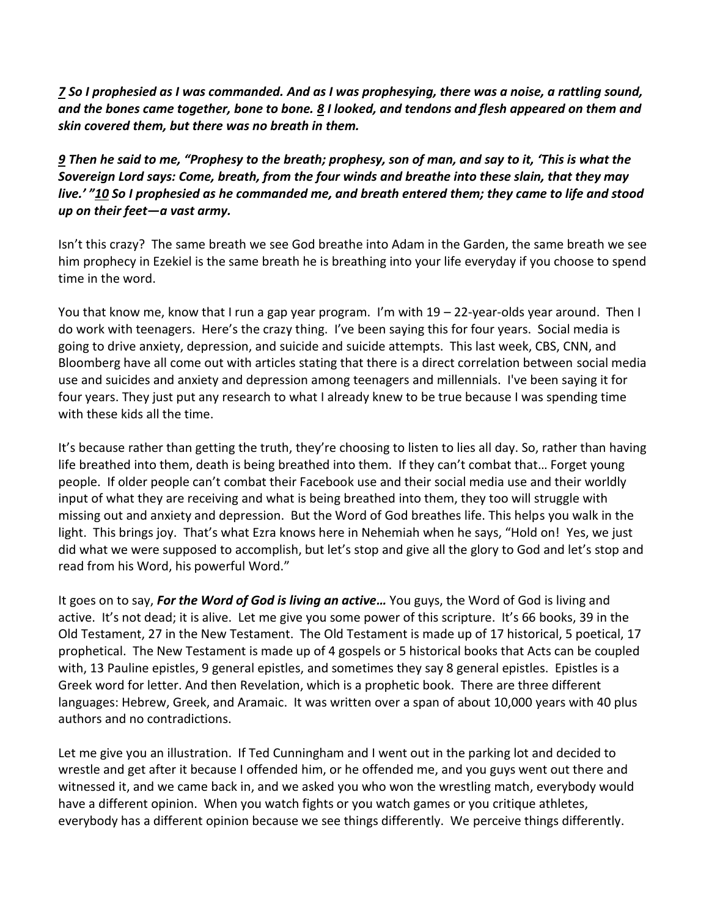***7** So I prophesied as I was commanded. And as I was prophesying, there was a noise, a rattling sound, and the bones came together, bone to bone. **8** I looked, and tendons and flesh appeared on them and skin covered them, but there was no breath in them.*

***9** Then he said to me, "Prophesy to the breath; prophesy, son of man, and say to it, 'This is what the Sovereign Lord says: Come, breath, from the four winds and breathe into these slain, that they may live.' "**10** So I prophesied as he commanded me, and breath entered them; they came to life and stood up on their feet—a vast army.*

Isn't this crazy? The same breath we see God breathe into Adam in the Garden, the same breath we see him prophecy in Ezekiel is the same breath he is breathing into your life everyday if you choose to spend time in the word.

You that know me, know that I run a gap year program. I'm with 19 – 22-year-olds year around. Then I do work with teenagers. Here's the crazy thing. I've been saying this for four years. Social media is going to drive anxiety, depression, and suicide and suicide attempts. This last week, CBS, CNN, and Bloomberg have all come out with articles stating that there is a direct correlation between social media use and suicides and anxiety and depression among teenagers and millennials. I've been saying it for four years. They just put any research to what I already knew to be true because I was spending time with these kids all the time.

It's because rather than getting the truth, they're choosing to listen to lies all day. So, rather than having life breathed into them, death is being breathed into them. If they can't combat that… Forget young people. If older people can't combat their Facebook use and their social media use and their worldly input of what they are receiving and what is being breathed into them, they too will struggle with missing out and anxiety and depression. But the Word of God breathes life. This helps you walk in the light. This brings joy. That's what Ezra knows here in Nehemiah when he says, "Hold on! Yes, we just did what we were supposed to accomplish, but let's stop and give all the glory to God and let's stop and read from his Word, his powerful Word."

It goes on to say, ***For the Word of God is living an active…*** You guys, the Word of God is living and active. It's not dead; it is alive. Let me give you some power of this scripture. It's 66 books, 39 in the Old Testament, 27 in the New Testament. The Old Testament is made up of 17 historical, 5 poetical, 17 prophetical. The New Testament is made up of 4 gospels or 5 historical books that Acts can be coupled with, 13 Pauline epistles, 9 general epistles, and sometimes they say 8 general epistles. Epistles is a Greek word for letter. And then Revelation, which is a prophetic book. There are three different languages: Hebrew, Greek, and Aramaic. It was written over a span of about 10,000 years with 40 plus authors and no contradictions.

Let me give you an illustration. If Ted Cunningham and I went out in the parking lot and decided to wrestle and get after it because I offended him, or he offended me, and you guys went out there and witnessed it, and we came back in, and we asked you who won the wrestling match, everybody would have a different opinion. When you watch fights or you watch games or you critique athletes, everybody has a different opinion because we see things differently. We perceive things differently.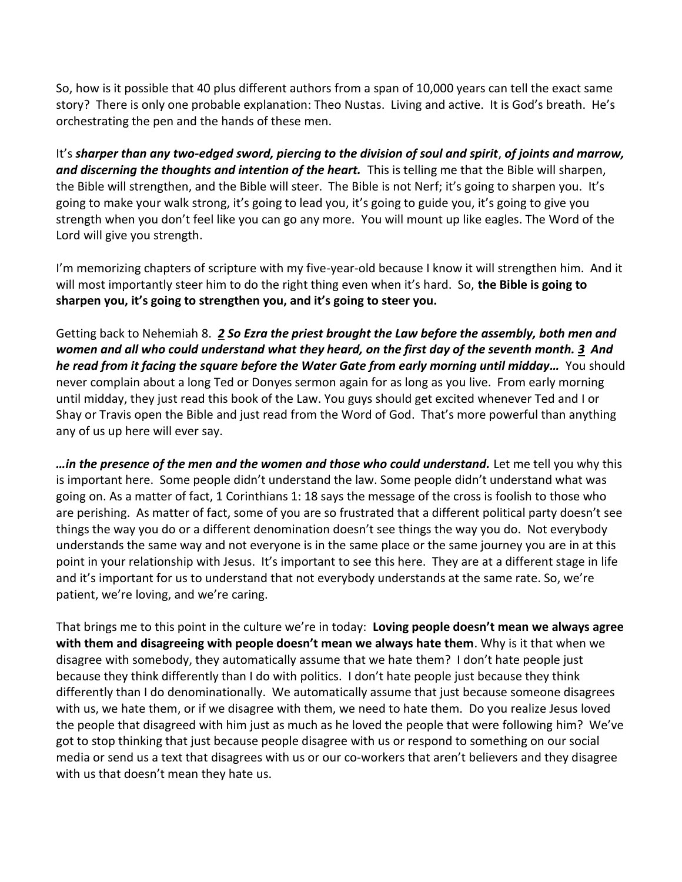So, how is it possible that 40 plus different authors from a span of 10,000 years can tell the exact same story? There is only one probable explanation: Theo Nustas. Living and active. It is God's breath. He's orchestrating the pen and the hands of these men.

It's ***sharper than any two-edged sword, piercing to the division of soul and spirit***, ***of joints and marrow, and discerning the thoughts and intention of the heart.*** This is telling me that the Bible will sharpen, the Bible will strengthen, and the Bible will steer. The Bible is not Nerf; it's going to sharpen you. It's going to make your walk strong, it's going to lead you, it's going to guide you, it's going to give you strength when you don't feel like you can go any more. You will mount up like eagles. The Word of the Lord will give you strength.

I'm memorizing chapters of scripture with my five-year-old because I know it will strengthen him. And it will most importantly steer him to do the right thing even when it's hard. So, **the Bible is going to sharpen you, it's going to strengthen you, and it's going to steer you.**

Getting back to Nehemiah 8. ***2 So Ezra the priest brought the Law before the assembly, both men and women and all who could understand what they heard, on the first day of the seventh month. 3 And he read from it facing the square before the Water Gate from early morning until midday…*** You should never complain about a long Ted or Donyes sermon again for as long as you live. From early morning until midday, they just read this book of the Law. You guys should get excited whenever Ted and I or Shay or Travis open the Bible and just read from the Word of God. That's more powerful than anything any of us up here will ever say.

***…in the presence of the men and the women and those who could understand.*** Let me tell you why this is important here. Some people didn't understand the law. Some people didn't understand what was going on. As a matter of fact, 1 Corinthians 1: 18 says the message of the cross is foolish to those who are perishing. As matter of fact, some of you are so frustrated that a different political party doesn't see things the way you do or a different denomination doesn't see things the way you do. Not everybody understands the same way and not everyone is in the same place or the same journey you are in at this point in your relationship with Jesus. It's important to see this here. They are at a different stage in life and it's important for us to understand that not everybody understands at the same rate. So, we're patient, we're loving, and we're caring.

That brings me to this point in the culture we're in today: **Loving people doesn't mean we always agree with them and disagreeing with people doesn't mean we always hate them**. Why is it that when we disagree with somebody, they automatically assume that we hate them? I don't hate people just because they think differently than I do with politics. I don't hate people just because they think differently than I do denominationally. We automatically assume that just because someone disagrees with us, we hate them, or if we disagree with them, we need to hate them. Do you realize Jesus loved the people that disagreed with him just as much as he loved the people that were following him? We've got to stop thinking that just because people disagree with us or respond to something on our social media or send us a text that disagrees with us or our co-workers that aren't believers and they disagree with us that doesn't mean they hate us.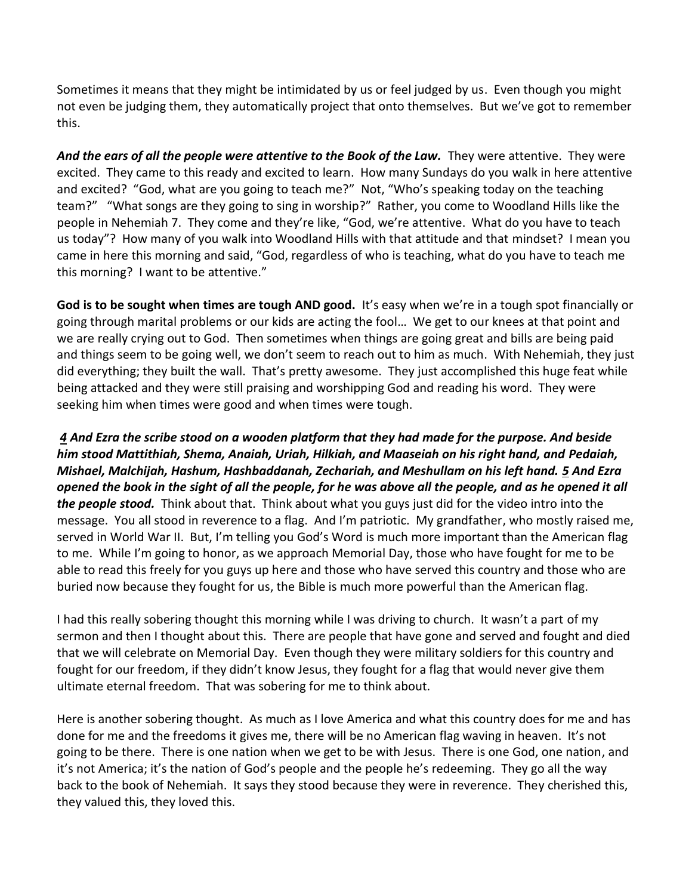Sometimes it means that they might be intimidated by us or feel judged by us. Even though you might not even be judging them, they automatically project that onto themselves. But we've got to remember this.

***And the ears of all the people were attentive to the Book of the Law.*** They were attentive. They were excited. They came to this ready and excited to learn. How many Sundays do you walk in here attentive and excited? "God, what are you going to teach me?" Not, "Who's speaking today on the teaching team?" "What songs are they going to sing in worship?" Rather, you come to Woodland Hills like the people in Nehemiah 7. They come and they're like, "God, we're attentive. What do you have to teach us today"? How many of you walk into Woodland Hills with that attitude and that mindset? I mean you came in here this morning and said, "God, regardless of who is teaching, what do you have to teach me this morning? I want to be attentive."

**God is to be sought when times are tough AND good.** It's easy when we're in a tough spot financially or going through marital problems or our kids are acting the fool… We get to our knees at that point and we are really crying out to God. Then sometimes when things are going great and bills are being paid and things seem to be going well, we don't seem to reach out to him as much. With Nehemiah, they just did everything; they built the wall. That's pretty awesome. They just accomplished this huge feat while being attacked and they were still praising and worshipping God and reading his word. They were seeking him when times were good and when times were tough.

***4 And Ezra the scribe stood on a wooden platform that they had made for the purpose. And beside him stood Mattithiah, Shema, Anaiah, Uriah, Hilkiah, and Maaseiah on his right hand, and Pedaiah, Mishael, Malchijah, Hashum, Hashbaddanah, Zechariah, and Meshullam on his left hand. 5 And Ezra opened the book in the sight of all the people, for he was above all the people, and as he opened it all the people stood.*** Think about that. Think about what you guys just did for the video intro into the message. You all stood in reverence to a flag. And I'm patriotic. My grandfather, who mostly raised me, served in World War II. But, I'm telling you God's Word is much more important than the American flag to me. While I'm going to honor, as we approach Memorial Day, those who have fought for me to be able to read this freely for you guys up here and those who have served this country and those who are buried now because they fought for us, the Bible is much more powerful than the American flag.

I had this really sobering thought this morning while I was driving to church. It wasn't a part of my sermon and then I thought about this. There are people that have gone and served and fought and died that we will celebrate on Memorial Day. Even though they were military soldiers for this country and fought for our freedom, if they didn't know Jesus, they fought for a flag that would never give them ultimate eternal freedom. That was sobering for me to think about.

Here is another sobering thought. As much as I love America and what this country does for me and has done for me and the freedoms it gives me, there will be no American flag waving in heaven. It's not going to be there. There is one nation when we get to be with Jesus. There is one God, one nation, and it's not America; it's the nation of God's people and the people he's redeeming. They go all the way back to the book of Nehemiah. It says they stood because they were in reverence. They cherished this, they valued this, they loved this.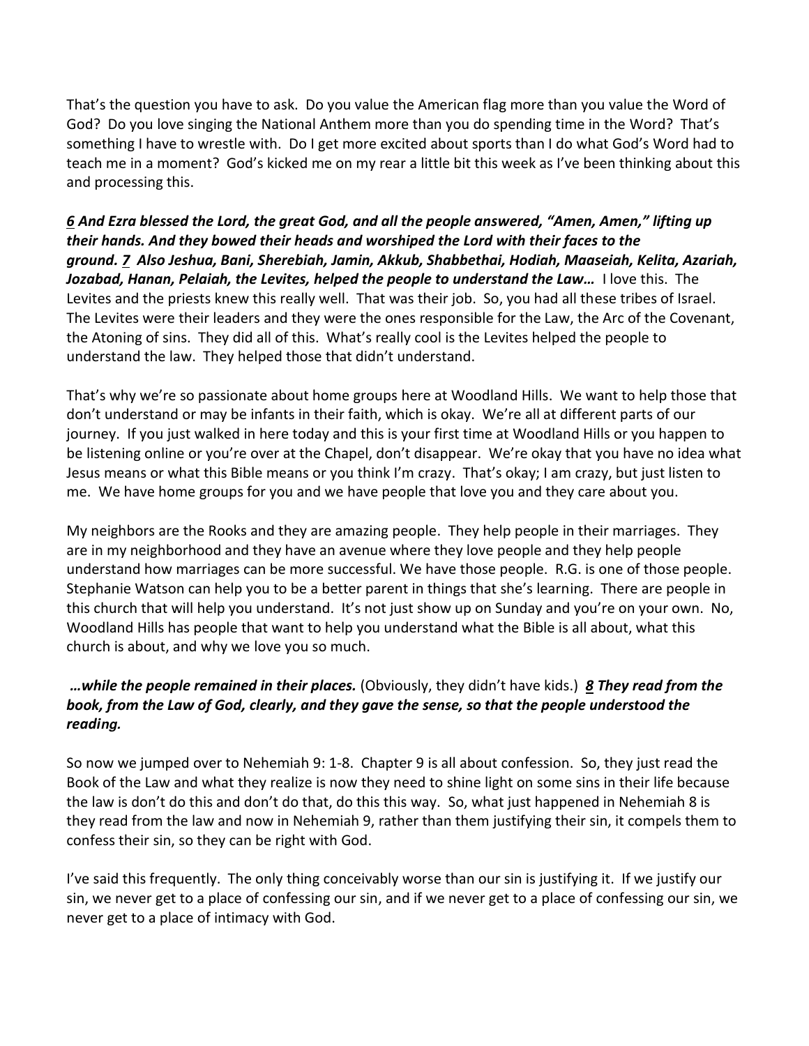That's the question you have to ask. Do you value the American flag more than you value the Word of God? Do you love singing the National Anthem more than you do spending time in the Word? That's something I have to wrestle with. Do I get more excited about sports than I do what God's Word had to teach me in a moment? God's kicked me on my rear a little bit this week as I've been thinking about this and processing this.

***<u>6</u> And Ezra blessed the Lord, the great God, and all the people answered, "Amen, Amen," lifting up their hands. And they bowed their heads and worshiped the Lord with their faces to the ground. <u>7</u> Also Jeshua, Bani, Sherebiah, Jamin, Akkub, Shabbethai, Hodiah, Maaseiah, Kelita, Azariah, Jozabad, Hanan, Pelaiah, the Levites, helped the people to understand the Law…*** I love this. The Levites and the priests knew this really well. That was their job. So, you had all these tribes of Israel. The Levites were their leaders and they were the ones responsible for the Law, the Arc of the Covenant, the Atoning of sins. They did all of this. What's really cool is the Levites helped the people to understand the law. They helped those that didn't understand.

That's why we're so passionate about home groups here at Woodland Hills. We want to help those that don't understand or may be infants in their faith, which is okay. We're all at different parts of our journey. If you just walked in here today and this is your first time at Woodland Hills or you happen to be listening online or you're over at the Chapel, don't disappear. We're okay that you have no idea what Jesus means or what this Bible means or you think I'm crazy. That's okay; I am crazy, but just listen to me. We have home groups for you and we have people that love you and they care about you.

My neighbors are the Rooks and they are amazing people. They help people in their marriages. They are in my neighborhood and they have an avenue where they love people and they help people understand how marriages can be more successful. We have those people. R.G. is one of those people. Stephanie Watson can help you to be a better parent in things that she's learning. There are people in this church that will help you understand. It's not just show up on Sunday and you're on your own. No, Woodland Hills has people that want to help you understand what the Bible is all about, what this church is about, and why we love you so much.

***…while the people remained in their places.*** (Obviously, they didn't have kids.) ***<u>8</u> They read from the book, from the Law of God, clearly, and they gave the sense, so that the people understood the reading.***

So now we jumped over to Nehemiah 9: 1-8. Chapter 9 is all about confession. So, they just read the Book of the Law and what they realize is now they need to shine light on some sins in their life because the law is don't do this and don't do that, do this this way. So, what just happened in Nehemiah 8 is they read from the law and now in Nehemiah 9, rather than them justifying their sin, it compels them to confess their sin, so they can be right with God.

I've said this frequently. The only thing conceivably worse than our sin is justifying it. If we justify our sin, we never get to a place of confessing our sin, and if we never get to a place of confessing our sin, we never get to a place of intimacy with God.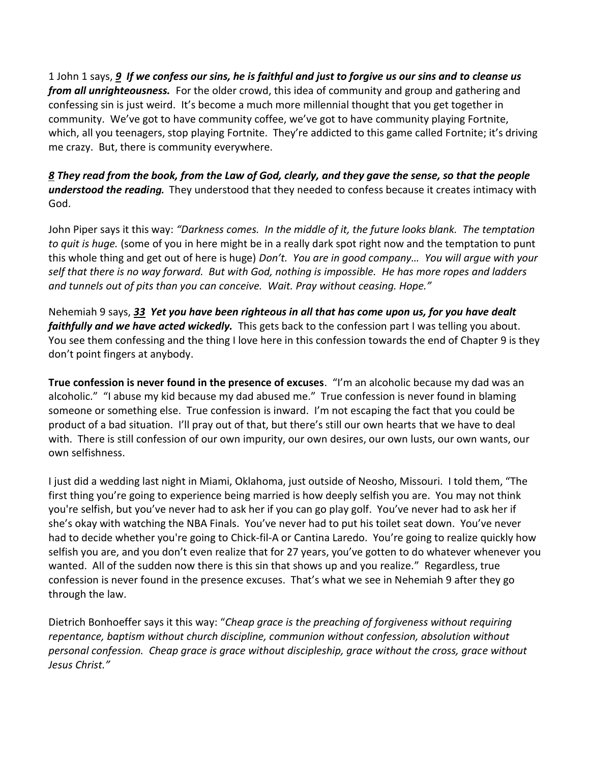1 John 1 says, ***9 If we confess our sins, he is faithful and just to forgive us our sins and to cleanse us from all unrighteousness.*** For the older crowd, this idea of community and group and gathering and confessing sin is just weird. It's become a much more millennial thought that you get together in community. We've got to have community coffee, we've got to have community playing Fortnite, which, all you teenagers, stop playing Fortnite. They're addicted to this game called Fortnite; it's driving me crazy. But, there is community everywhere.

***8 They read from the book, from the Law of God, clearly, and they gave the sense, so that the people understood the reading.*** They understood that they needed to confess because it creates intimacy with God.

John Piper says it this way: *"Darkness comes. In the middle of it, the future looks blank. The temptation to quit is huge.* (some of you in here might be in a really dark spot right now and the temptation to punt this whole thing and get out of here is huge) *Don't. You are in good company… You will argue with your self that there is no way forward. But with God, nothing is impossible. He has more ropes and ladders and tunnels out of pits than you can conceive. Wait. Pray without ceasing. Hope."*

Nehemiah 9 says, ***33 Yet you have been righteous in all that has come upon us, for you have dealt faithfully and we have acted wickedly.*** This gets back to the confession part I was telling you about. You see them confessing and the thing I love here in this confession towards the end of Chapter 9 is they don't point fingers at anybody.

**True confession is never found in the presence of excuses**. "I'm an alcoholic because my dad was an alcoholic." "I abuse my kid because my dad abused me." True confession is never found in blaming someone or something else. True confession is inward. I'm not escaping the fact that you could be product of a bad situation. I'll pray out of that, but there's still our own hearts that we have to deal with. There is still confession of our own impurity, our own desires, our own lusts, our own wants, our own selfishness.

I just did a wedding last night in Miami, Oklahoma, just outside of Neosho, Missouri. I told them, "The first thing you're going to experience being married is how deeply selfish you are. You may not think you're selfish, but you've never had to ask her if you can go play golf. You've never had to ask her if she's okay with watching the NBA Finals. You've never had to put his toilet seat down. You've never had to decide whether you're going to Chick-fil-A or Cantina Laredo. You're going to realize quickly how selfish you are, and you don't even realize that for 27 years, you've gotten to do whatever whenever you wanted. All of the sudden now there is this sin that shows up and you realize." Regardless, true confession is never found in the presence excuses. That's what we see in Nehemiah 9 after they go through the law.

Dietrich Bonhoeffer says it this way: "*Cheap grace is the preaching of forgiveness without requiring repentance, baptism without church discipline, communion without confession, absolution without personal confession. Cheap grace is grace without discipleship, grace without the cross, grace without Jesus Christ."*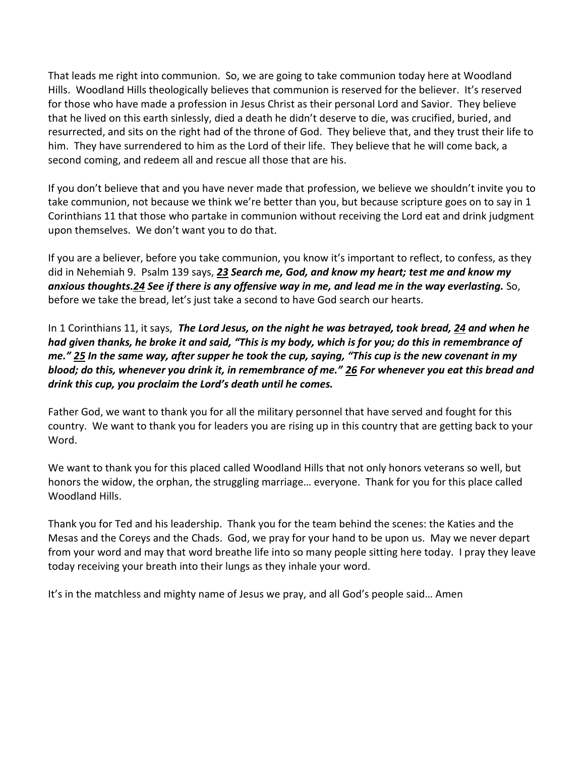That leads me right into communion. So, we are going to take communion today here at Woodland Hills. Woodland Hills theologically believes that communion is reserved for the believer. It's reserved for those who have made a profession in Jesus Christ as their personal Lord and Savior. They believe that he lived on this earth sinlessly, died a death he didn't deserve to die, was crucified, buried, and resurrected, and sits on the right had of the throne of God. They believe that, and they trust their life to him. They have surrendered to him as the Lord of their life. They believe that he will come back, a second coming, and redeem all and rescue all those that are his.

If you don't believe that and you have never made that profession, we believe we shouldn't invite you to take communion, not because we think we're better than you, but because scripture goes on to say in 1 Corinthians 11 that those who partake in communion without receiving the Lord eat and drink judgment upon themselves. We don't want you to do that.

If you are a believer, before you take communion, you know it's important to reflect, to confess, as they did in Nehemiah 9. Psalm 139 says, ***<u>23</u> Search me, God, and know my heart; test me and know my anxious thoughts.<u>24</u> See if there is any offensive way in me, and lead me in the way everlasting.*** So, before we take the bread, let's just take a second to have God search our hearts.

In 1 Corinthians 11, it says, ***The Lord Jesus, on the night he was betrayed, took bread, <u>24</u> and when he had given thanks, he broke it and said, "This is my body, which is for you; do this in remembrance of me." <u>25</u> In the same way, after supper he took the cup, saying, "This cup is the new covenant in my blood; do this, whenever you drink it, in remembrance of me." <u>26</u> For whenever you eat this bread and drink this cup, you proclaim the Lord's death until he comes.***

Father God, we want to thank you for all the military personnel that have served and fought for this country. We want to thank you for leaders you are rising up in this country that are getting back to your Word.

We want to thank you for this placed called Woodland Hills that not only honors veterans so well, but honors the widow, the orphan, the struggling marriage… everyone. Thank for you for this place called Woodland Hills.

Thank you for Ted and his leadership. Thank you for the team behind the scenes: the Katies and the Mesas and the Coreys and the Chads. God, we pray for your hand to be upon us. May we never depart from your word and may that word breathe life into so many people sitting here today. I pray they leave today receiving your breath into their lungs as they inhale your word.

It's in the matchless and mighty name of Jesus we pray, and all God's people said… Amen